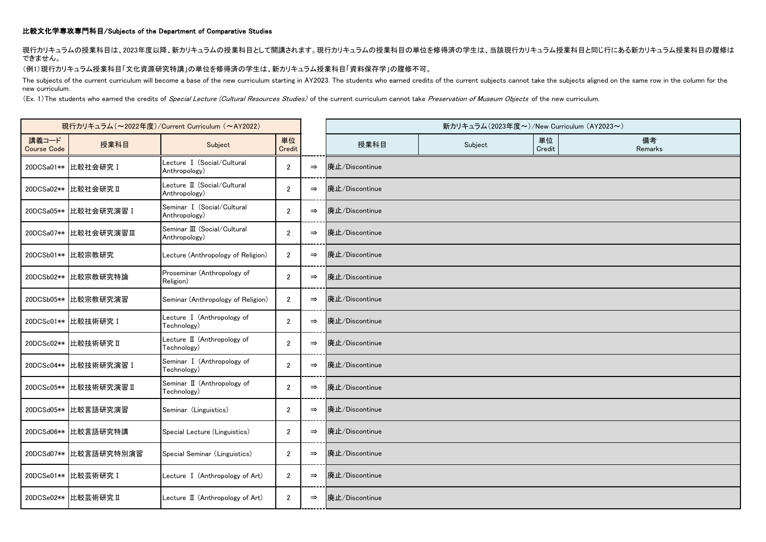### 比較文化学専攻専門科目/Subjects of the Department of Comparative Studies

現行カリキュラムの授業科目は、2023年度以降、新カリキュラムの授業科目として開講されます。現行カリキュラムの授業科目の単位を修得済の学生は、当該現行カリキュラム授業科目と同じ行にある新カリキュラム授業科目の履修はできません。

（例1）現行カリキュラム授業科目「文化資源研究特講」の単位を修得済の学生は、新カリキュラム授業科目「資料保存学」の履修不可。

The subjects of the current curriculum will become a base of the new curriculum starting in AY2023. The students who earned credits of the current subjects cannot take the subjects aligned on the same row in the column for the new curriculum.

（Ex. 1）The students who earned the credits of *Special Lecture (Cultural Resources Studies)* of the current curriculum cannot take *Preservation of Museum Objects* of the new curriculum.

| 現行カリキュラム（～2022年度）/Current Curriculum （～AY2022） | | | | | 新カリキュラム（2023年度～）/New Curriculum （AY2023～） | | | |
|---|---|---|---|---|---|---|---|---|
| 講義コード Course Code | 授業科目 | Subject | 単位 Credit | | 授業科目 | Subject | 単位 Credit | 備考 Remarks |
| 20DCSa01** | 比較社会研究Ⅰ | Lecture Ⅰ (Social/Cultural Anthropology) | 2 | ⇒ | 廃止/Discontinue | | | |
| 20DCSa02** | 比較社会研究Ⅱ | Lecture Ⅱ (Social/Cultural Anthropology) | 2 | ⇒ | 廃止/Discontinue | | | |
| 20DCSa05** | 比較社会研究演習Ⅰ | Seminar Ⅰ (Social/Cultural Anthropology) | 2 | ⇒ | 廃止/Discontinue | | | |
| 20DCSa07** | 比較社会研究演習Ⅲ | Seminar Ⅲ (Social/Cultural Anthropology) | 2 | ⇒ | 廃止/Discontinue | | | |
| 20DCSb01** | 比較宗教研究 | Lecture (Anthropology of Religion) | 2 | ⇒ | 廃止/Discontinue | | | |
| 20DCSb02** | 比較宗教研究特論 | Proseminar (Anthropology of Religion) | 2 | ⇒ | 廃止/Discontinue | | | |
| 20DCSb05** | 比較宗教研究演習 | Seminar (Anthropology of Religion) | 2 | ⇒ | 廃止/Discontinue | | | |
| 20DCSc01** | 比較技術研究Ⅰ | Lecture Ⅰ (Anthropology of Technology) | 2 | ⇒ | 廃止/Discontinue | | | |
| 20DCSc02** | 比較技術研究Ⅱ | Lecture Ⅱ (Anthropology of Technology) | 2 | ⇒ | 廃止/Discontinue | | | |
| 20DCSc04** | 比較技術研究演習Ⅰ | Seminar Ⅰ (Anthropology of Technology) | 2 | ⇒ | 廃止/Discontinue | | | |
| 20DCSc05** | 比較技術研究演習Ⅱ | Seminar Ⅱ (Anthropology of Technology) | 2 | ⇒ | 廃止/Discontinue | | | |
| 20DCSd05** | 比較言語研究演習 | Seminar (Linguistics) | 2 | ⇒ | 廃止/Discontinue | | | |
| 20DCSd06** | 比較言語研究特講 | Special Lecture (Linguistics) | 2 | ⇒ | 廃止/Discontinue | | | |
| 20DCSd07** | 比較言語研究特別演習 | Special Seminar (Linguistics) | 2 | ⇒ | 廃止/Discontinue | | | |
| 20DCSe01** | 比較芸術研究Ⅰ | Lecture Ⅰ (Anthropology of Art) | 2 | ⇒ | 廃止/Discontinue | | | |
| 20DCSe02** | 比較芸術研究Ⅱ | Lecture Ⅱ (Anthropology of Art) | 2 | ⇒ | 廃止/Discontinue | | | |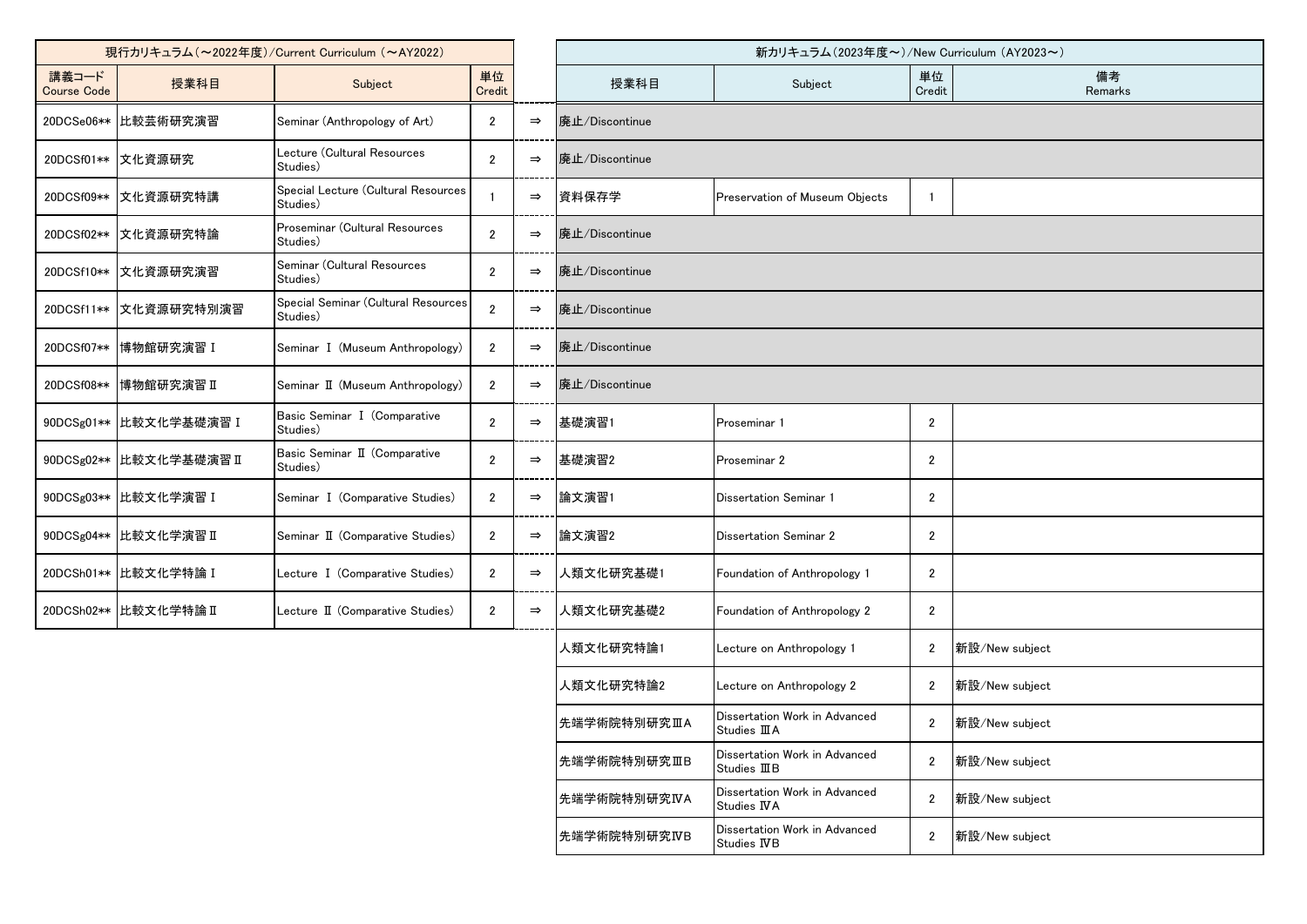| 現行カリキュラム（～2022年度）/Current Curriculum（～AY2022） | | | | | 新カリキュラム（2023年度～）/New Curriculum（AY2023～） | | | |
|---|---|---|---|---|---|---|---|---|
| 講義コード Course Code | 授業科目 | Subject | 単位 Credit | | 授業科目 | Subject | 単位 Credit | 備考 Remarks |
| 20DCSe06** | 比較芸術研究演習 | Seminar (Anthropology of Art) | 2 | ⇒ | 廃止/Discontinue | | | |
| 20DCSf01** | 文化資源研究 | Lecture (Cultural Resources Studies) | 2 | ⇒ | 廃止/Discontinue | | | |
| 20DCSf09** | 文化資源研究特講 | Special Lecture (Cultural Resources Studies) | 1 | ⇒ | 資料保存学 | Preservation of Museum Objects | 1 | |
| 20DCSf02** | 文化資源研究特論 | Proseminar (Cultural Resources Studies) | 2 | ⇒ | 廃止/Discontinue | | | |
| 20DCSf10** | 文化資源研究演習 | Seminar (Cultural Resources Studies) | 2 | ⇒ | 廃止/Discontinue | | | |
| 20DCSf11** | 文化資源研究特別演習 | Special Seminar (Cultural Resources Studies) | 2 | ⇒ | 廃止/Discontinue | | | |
| 20DCSf07** | 博物館研究演習Ⅰ | Seminar Ⅰ (Museum Anthropology) | 2 | ⇒ | 廃止/Discontinue | | | |
| 20DCSf08** | 博物館研究演習Ⅱ | Seminar Ⅱ (Museum Anthropology) | 2 | ⇒ | 廃止/Discontinue | | | |
| 90DCSg01** | 比較文化学基礎演習Ⅰ | Basic Seminar Ⅰ (Comparative Studies) | 2 | ⇒ | 基礎演習1 | Proseminar 1 | 2 | |
| 90DCSg02** | 比較文化学基礎演習Ⅱ | Basic Seminar Ⅱ (Comparative Studies) | 2 | ⇒ | 基礎演習2 | Proseminar 2 | 2 | |
| 90DCSg03** | 比較文化学演習Ⅰ | Seminar Ⅰ (Comparative Studies) | 2 | ⇒ | 論文演習1 | Dissertation Seminar 1 | 2 | |
| 90DCSg04** | 比較文化学演習Ⅱ | Seminar Ⅱ (Comparative Studies) | 2 | ⇒ | 論文演習2 | Dissertation Seminar 2 | 2 | |
| 20DCSh01** | 比較文化学特論Ⅰ | Lecture Ⅰ (Comparative Studies) | 2 | ⇒ | 人類文化研究基礎1 | Foundation of Anthropology 1 | 2 | |
| 20DCSh02** | 比較文化学特論Ⅱ | Lecture Ⅱ (Comparative Studies) | 2 | ⇒ | 人類文化研究基礎2 | Foundation of Anthropology 2 | 2 | |
| | | | | | 人類文化研究特論1 | Lecture on Anthropology 1 | 2 | 新設/New subject |
| | | | | | 人類文化研究特論2 | Lecture on Anthropology 2 | 2 | 新設/New subject |
| | | | | | 先端学術院特別研究ⅢA | Dissertation Work in Advanced Studies ⅢA | 2 | 新設/New subject |
| | | | | | 先端学術院特別研究ⅢB | Dissertation Work in Advanced Studies ⅢB | 2 | 新設/New subject |
| | | | | | 先端学術院特別研究ⅣA | Dissertation Work in Advanced Studies ⅣA | 2 | 新設/New subject |
| | | | | | 先端学術院特別研究ⅣB | Dissertation Work in Advanced Studies ⅣB | 2 | 新設/New subject |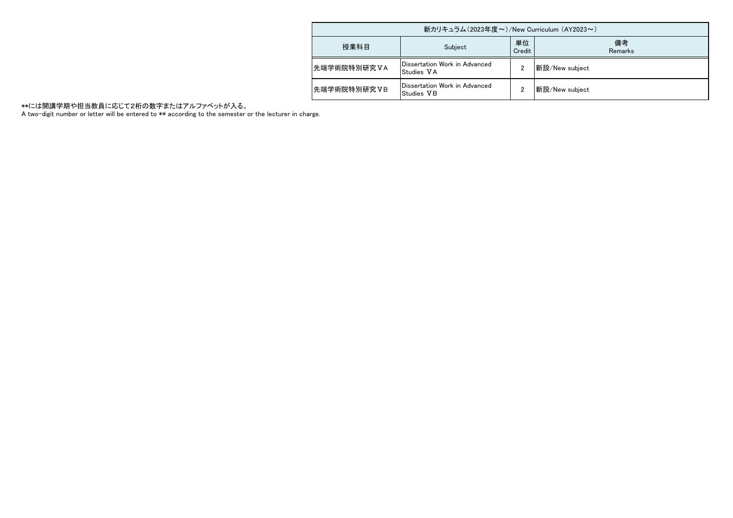| 新カリキュラム（2023年度～）/New Curriculum (AY2023～) | | | |
|---|---|---|---|
| 授業科目 | Subject | 単位 Credit | 備考 Remarks |
| 先端学術院特別研究ⅤA | Dissertation Work in Advanced Studies ⅤA | 2 | 新設/New subject |
| 先端学術院特別研究ⅤB | Dissertation Work in Advanced Studies ⅤB | 2 | 新設/New subject |

**には開講学期や担当教員に応じて2桁の数字またはアルファベットが入る。
A two-digit number or letter will be entered to ** according to the semester or the lecturer in charge.